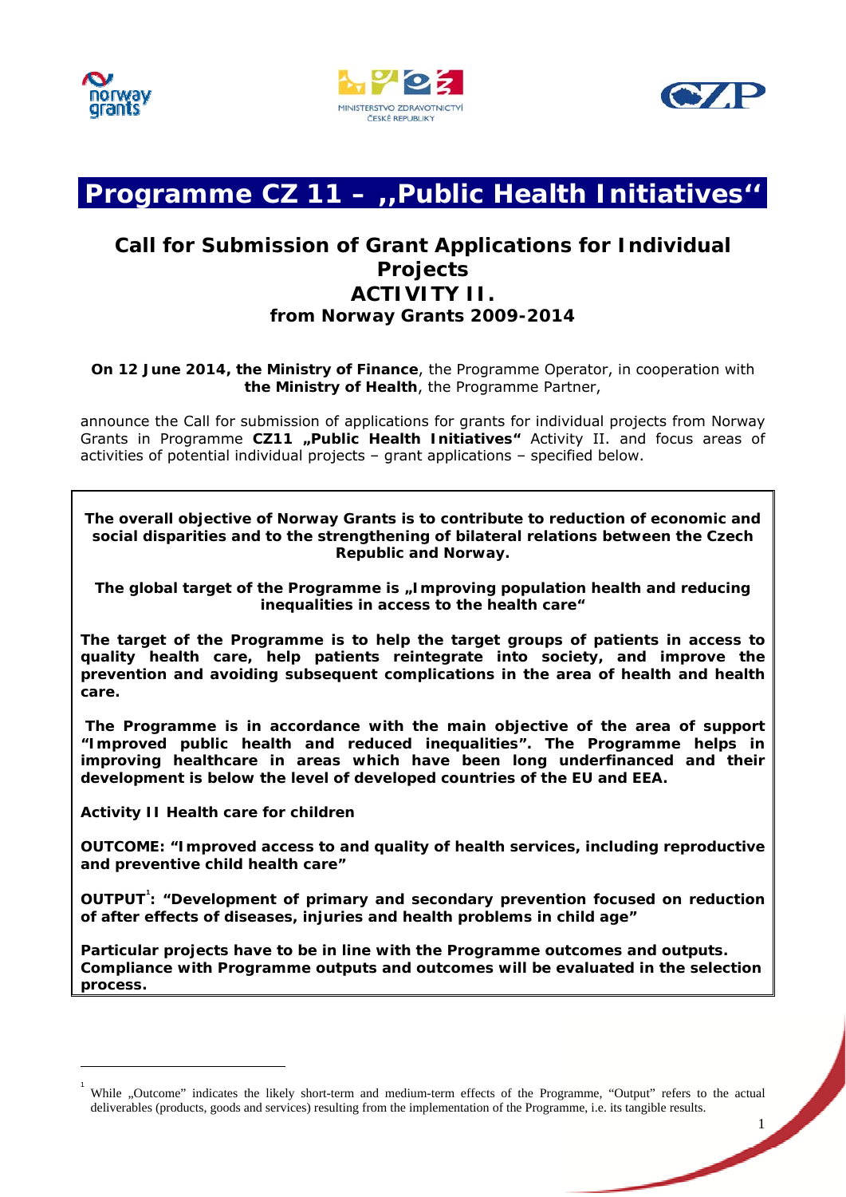# Programme CZ 11 – „Public Health Initiatives"

## Call for Submission of Grant Applications for Individual Projects
## ACTIVITY II.
### from Norway Grants 2009-2014

**On 12 June 2014, the Ministry of Finance**, the Programme Operator, in cooperation with **the Ministry of Health**, the Programme Partner,

announce the Call for submission of applications for grants for individual projects from Norway Grants in Programme **CZ11 „Public Health Initiatives"** Activity II. and focus areas of activities of potential individual projects – grant applications – specified below.

**The overall objective of Norway Grants is to contribute to reduction of economic and social disparities and to the strengthening of bilateral relations between the Czech Republic and Norway.**

**The global target of the Programme is „Improving population health and reducing inequalities in access to the health care"**

**The target of the Programme is to help the target groups of patients in access to quality health care, help patients reintegrate into society, and improve the prevention and avoiding subsequent complications in the area of health and health care.**

**The Programme is in accordance with the main objective of the area of support "Improved public health and reduced inequalities". The Programme helps in improving healthcare in areas which have been long underfinanced and their development is below the level of developed countries of the EU and EEA.**

**Activity II Health care for children**

**OUTCOME: "Improved access to and quality of health services, including reproductive and preventive child health care"**

**OUTPUT[1]: "Development of primary and secondary prevention focused on reduction of after effects of diseases, injuries and health problems in child age"**

**Particular projects have to be in line with the Programme outcomes and outputs. Compliance with Programme outputs and outcomes will be evaluated in the selection process.**

---

[1] While „Outcome" indicates the likely short-term and medium-term effects of the Programme, "Output" refers to the actual deliverables (products, goods and services) resulting from the implementation of the Programme, i.e. its tangible results.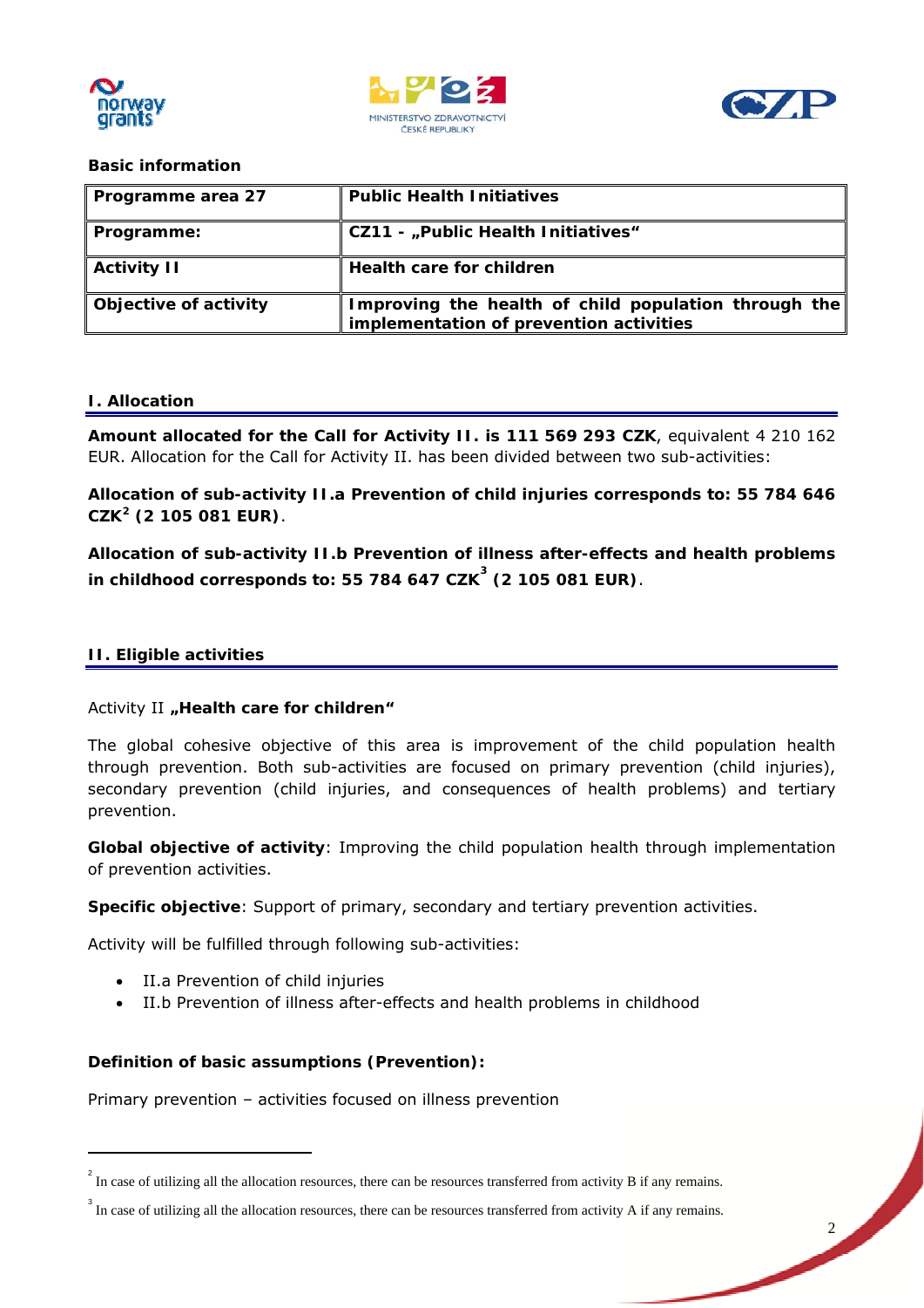**Basic information**

| Programme area 27 | Public Health Initiatives |
|---|---|
| Programme: | CZ11 - „Public Health Initiatives“ |
| Activity II | Health care for children |
| Objective of activity | Improving the health of child population through the implementation of prevention activities |

## I. Allocation

**Amount allocated for the Call for Activity II. is 111 569 293 CZK**, equivalent 4 210 162 EUR. Allocation for the Call for Activity II. has been divided between two sub-activities:

**Allocation of sub-activity II.a Prevention of child injuries corresponds to: 55 784 646 CZK[2] (2 105 081 EUR)**.

**Allocation of sub-activity II.b Prevention of illness after-effects and health problems in childhood corresponds to: 55 784 647 CZK[3] (2 105 081 EUR)**.

## II. Eligible activities

Activity II **„Health care for children“**

The global cohesive objective of this area is improvement of the child population health through prevention. Both sub-activities are focused on primary prevention (child injuries), secondary prevention (child injuries, and consequences of health problems) and tertiary prevention.

**Global objective of activity**: Improving the child population health through implementation of prevention activities.

**Specific objective**: Support of primary, secondary and tertiary prevention activities.

Activity will be fulfilled through following sub-activities:

- II.a Prevention of child injuries
- II.b Prevention of illness after-effects and health problems in childhood

**Definition of basic assumptions (Prevention):**

Primary prevention – activities focused on illness prevention

---

[2] In case of utilizing all the allocation resources, there can be resources transferred from activity B if any remains.

[3] In case of utilizing all the allocation resources, there can be resources transferred from activity A if any remains.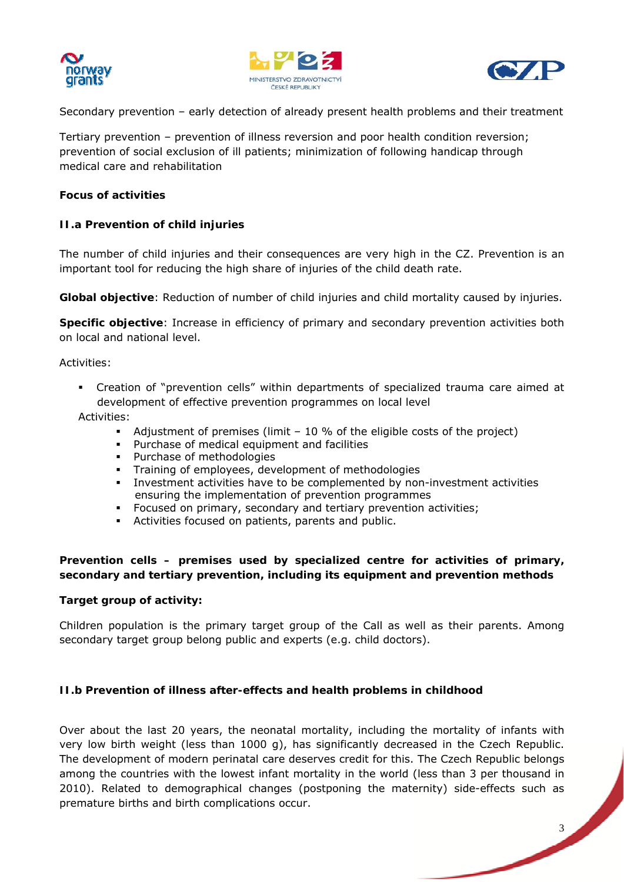Secondary prevention – early detection of already present health problems and their treatment

Tertiary prevention – prevention of illness reversion and poor health condition reversion; prevention of social exclusion of ill patients; minimization of following handicap through medical care and rehabilitation

**Focus of activities**

**II.a Prevention of child injuries**

The number of child injuries and their consequences are very high in the CZ. Prevention is an important tool for reducing the high share of injuries of the child death rate.

**Global objective**: Reduction of number of child injuries and child mortality caused by injuries.

**Specific objective**: Increase in efficiency of primary and secondary prevention activities both on local and national level.

Activities:

- Creation of "prevention cells" within departments of specialized trauma care aimed at development of effective prevention programmes on local level

  Activities:
    - Adjustment of premises (limit – 10 % of the eligible costs of the project)
    - Purchase of medical equipment and facilities
    - Purchase of methodologies
    - Training of employees, development of methodologies
    - Investment activities have to be complemented by non-investment activities ensuring the implementation of prevention programmes
    - Focused on primary, secondary and tertiary prevention activities;
    - Activities focused on patients, parents and public.

**Prevention cells – premises used by specialized centre for activities of primary, secondary and tertiary prevention, including its equipment and prevention methods**

**Target group of activity:**

Children population is the primary target group of the Call as well as their parents. Among secondary target group belong public and experts (e.g. child doctors).

**II.b Prevention of illness after-effects and health problems in childhood**

Over about the last 20 years, the neonatal mortality, including the mortality of infants with very low birth weight (less than 1000 g), has significantly decreased in the Czech Republic. The development of modern perinatal care deserves credit for this. The Czech Republic belongs among the countries with the lowest infant mortality in the world (less than 3 per thousand in 2010). Related to demographical changes (postponing the maternity) side-effects such as premature births and birth complications occur.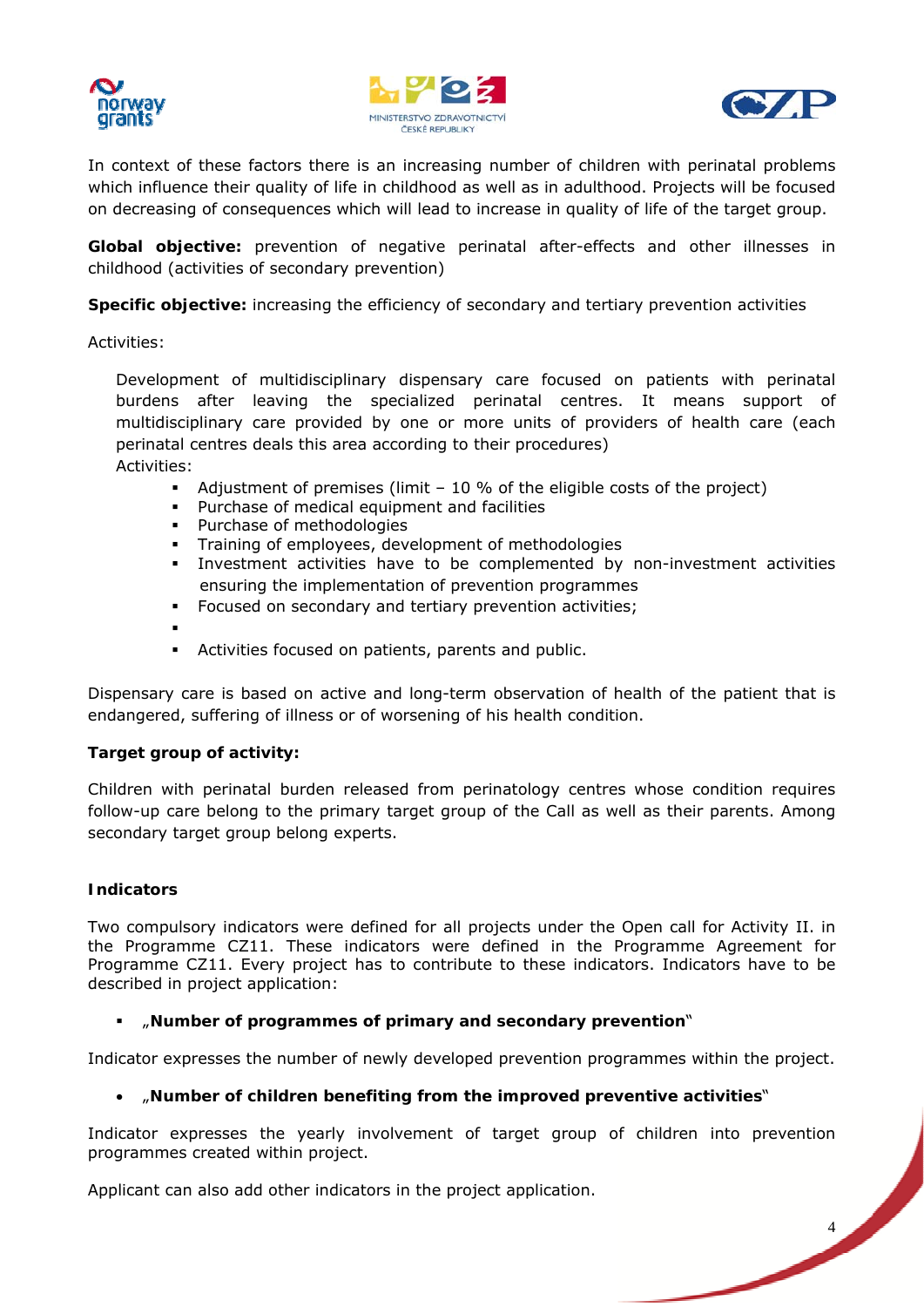In context of these factors there is an increasing number of children with perinatal problems which influence their quality of life in childhood as well as in adulthood. Projects will be focused on decreasing of consequences which will lead to increase in quality of life of the target group.

**Global objective:** prevention of negative perinatal after-effects and other illnesses in childhood (activities of secondary prevention)

**Specific objective:** increasing the efficiency of secondary and tertiary prevention activities

Activities:

Development of multidisciplinary dispensary care focused on patients with perinatal burdens after leaving the specialized perinatal centres. It means support of multidisciplinary care provided by one or more units of providers of health care (each perinatal centres deals this area according to their procedures)

Activities:

- Adjustment of premises (limit – 10 % of the eligible costs of the project)
- Purchase of medical equipment and facilities
- Purchase of methodologies
- Training of employees, development of methodologies
- Investment activities have to be complemented by non-investment activities ensuring the implementation of prevention programmes
- Focused on secondary and tertiary prevention activities;
- 
- Activities focused on patients, parents and public.

Dispensary care is based on active and long-term observation of health of the patient that is endangered, suffering of illness or of worsening of his health condition.

**Target group of activity:**

Children with perinatal burden released from perinatology centres whose condition requires follow-up care belong to the primary target group of the Call as well as their parents. Among secondary target group belong experts.

**Indicators**

Two compulsory indicators were defined for all projects under the Open call for Activity II. in the Programme CZ11. These indicators were defined in the Programme Agreement for Programme CZ11. Every project has to contribute to these indicators. Indicators have to be described in project application:

- „**Number of programmes of primary and secondary prevention**"

Indicator expresses the number of newly developed prevention programmes within the project.

- „**Number of children benefiting from the improved preventive activities**"

Indicator expresses the yearly involvement of target group of children into prevention programmes created within project.

Applicant can also add other indicators in the project application.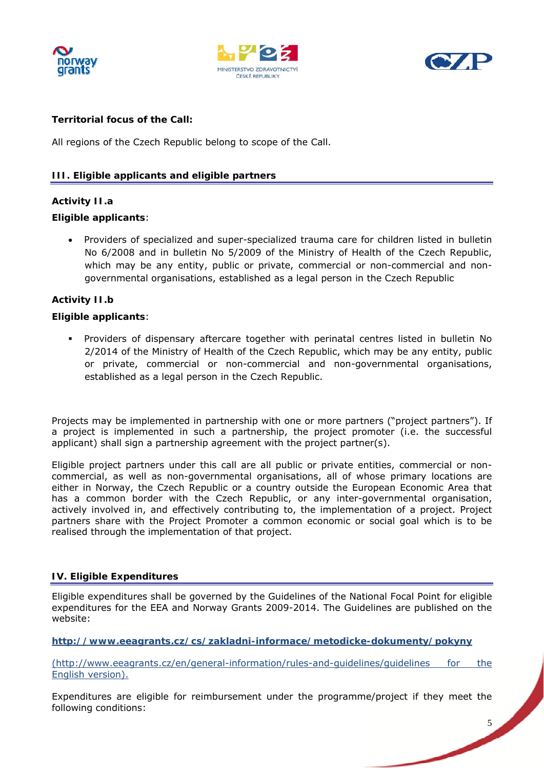**Territorial focus of the Call:**

All regions of the Czech Republic belong to scope of the Call.

## III. Eligible applicants and eligible partners

**Activity II.a**

**Eligible applicants**:

- Providers of specialized and super-specialized trauma care for children listed in bulletin No 6/2008 and in bulletin No 5/2009 of the Ministry of Health of the Czech Republic, which may be any entity, public or private, commercial or non-commercial and non-governmental organisations, established as a legal person in the Czech Republic

**Activity II.b**

**Eligible applicants**:

- Providers of dispensary aftercare together with perinatal centres listed in bulletin No 2/2014 of the Ministry of Health of the Czech Republic, which may be any entity, public or private, commercial or non-commercial and non-governmental organisations, established as a legal person in the Czech Republic.

Projects may be implemented in partnership with one or more partners ("project partners"). If a project is implemented in such a partnership, the project promoter (i.e. the successful applicant) shall sign a partnership agreement with the project partner(s).

Eligible project partners under this call are all public or private entities, commercial or non-commercial, as well as non-governmental organisations, all of whose primary locations are either in Norway, the Czech Republic or a country outside the European Economic Area that has a common border with the Czech Republic, or any inter-governmental organisation, actively involved in, and effectively contributing to, the implementation of a project. Project partners share with the Project Promoter a common economic or social goal which is to be realised through the implementation of that project.

## IV. Eligible Expenditures

Eligible expenditures shall be governed by the Guidelines of the National Focal Point for eligible expenditures for the EEA and Norway Grants 2009-2014. The Guidelines are published on the website:

**http://www.eeagrants.cz/cs/zakladni-informace/metodicke-dokumenty/pokyny**

(http://www.eeagrants.cz/en/general-information/rules-and-guidelines/guidelines for the English version).

Expenditures are eligible for reimbursement under the programme/project if they meet the following conditions: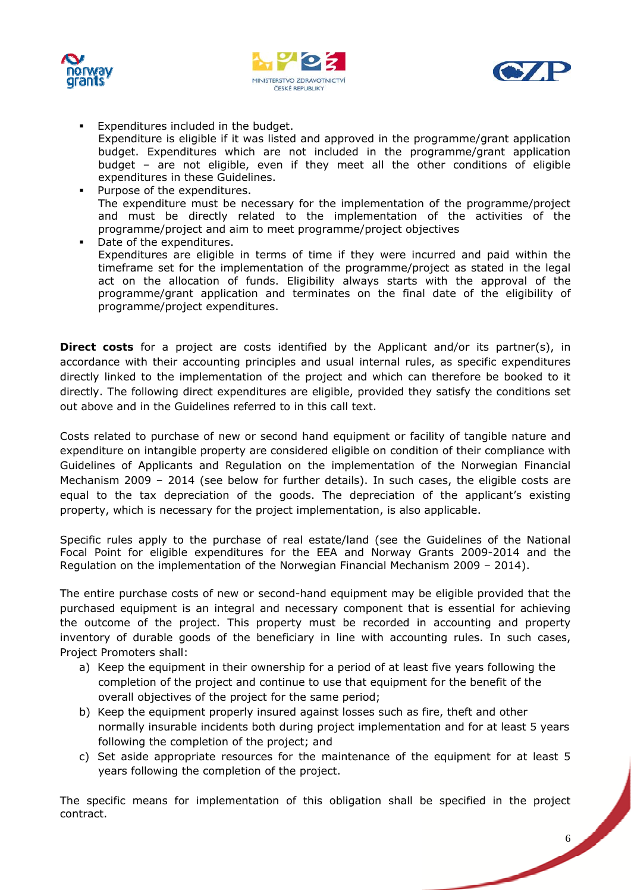- Expenditures included in the budget.
  Expenditure is eligible if it was listed and approved in the programme/grant application budget. Expenditures which are not included in the programme/grant application budget – are not eligible, even if they meet all the other conditions of eligible expenditures in these Guidelines.
- Purpose of the expenditures.
  The expenditure must be necessary for the implementation of the programme/project and must be directly related to the implementation of the activities of the programme/project and aim to meet programme/project objectives
- Date of the expenditures.
  Expenditures are eligible in terms of time if they were incurred and paid within the timeframe set for the implementation of the programme/project as stated in the legal act on the allocation of funds. Eligibility always starts with the approval of the programme/grant application and terminates on the final date of the eligibility of programme/project expenditures.

**Direct costs** for a project are costs identified by the Applicant and/or its partner(s), in accordance with their accounting principles and usual internal rules, as specific expenditures directly linked to the implementation of the project and which can therefore be booked to it directly. The following direct expenditures are eligible, provided they satisfy the conditions set out above and in the Guidelines referred to in this call text.

Costs related to purchase of new or second hand equipment or facility of tangible nature and expenditure on intangible property are considered eligible on condition of their compliance with Guidelines of Applicants and Regulation on the implementation of the Norwegian Financial Mechanism 2009 – 2014 (see below for further details). In such cases, the eligible costs are equal to the tax depreciation of the goods. The depreciation of the applicant's existing property, which is necessary for the project implementation, is also applicable.

Specific rules apply to the purchase of real estate/land (see the Guidelines of the National Focal Point for eligible expenditures for the EEA and Norway Grants 2009-2014 and the Regulation on the implementation of the Norwegian Financial Mechanism 2009 – 2014).

The entire purchase costs of new or second-hand equipment may be eligible provided that the purchased equipment is an integral and necessary component that is essential for achieving the outcome of the project. This property must be recorded in accounting and property inventory of durable goods of the beneficiary in line with accounting rules. In such cases, Project Promoters shall:

a) Keep the equipment in their ownership for a period of at least five years following the completion of the project and continue to use that equipment for the benefit of the overall objectives of the project for the same period;
b) Keep the equipment properly insured against losses such as fire, theft and other normally insurable incidents both during project implementation and for at least 5 years following the completion of the project; and
c) Set aside appropriate resources for the maintenance of the equipment for at least 5 years following the completion of the project.

The specific means for implementation of this obligation shall be specified in the project contract.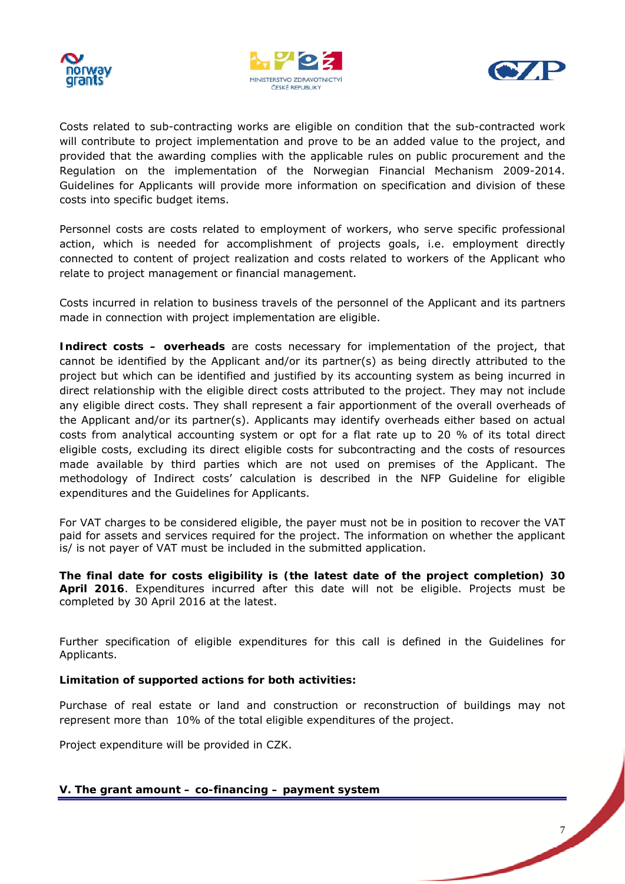Costs related to sub-contracting works are eligible on condition that the sub-contracted work will contribute to project implementation and prove to be an added value to the project, and provided that the awarding complies with the applicable rules on public procurement and the Regulation on the implementation of the Norwegian Financial Mechanism 2009-2014. Guidelines for Applicants will provide more information on specification and division of these costs into specific budget items.

Personnel costs are costs related to employment of workers, who serve specific professional action, which is needed for accomplishment of projects goals, i.e. employment directly connected to content of project realization and costs related to workers of the Applicant who relate to project management or financial management.

Costs incurred in relation to business travels of the personnel of the Applicant and its partners made in connection with project implementation are eligible.

**Indirect costs – overheads** are costs necessary for implementation of the project, that cannot be identified by the Applicant and/or its partner(s) as being directly attributed to the project but which can be identified and justified by its accounting system as being incurred in direct relationship with the eligible direct costs attributed to the project. They may not include any eligible direct costs. They shall represent a fair apportionment of the overall overheads of the Applicant and/or its partner(s). Applicants may identify overheads either based on actual costs from analytical accounting system or opt for a flat rate up to 20 % of its total direct eligible costs, excluding its direct eligible costs for subcontracting and the costs of resources made available by third parties which are not used on premises of the Applicant. The methodology of Indirect costs' calculation is described in the NFP Guideline for eligible expenditures and the Guidelines for Applicants.

For VAT charges to be considered eligible, the payer must not be in position to recover the VAT paid for assets and services required for the project. The information on whether the applicant is/ is not payer of VAT must be included in the submitted application.

**The final date for costs eligibility is (the latest date of the project completion) 30 April 2016**. Expenditures incurred after this date will not be eligible. Projects must be completed by 30 April 2016 at the latest.

Further specification of eligible expenditures for this call is defined in the Guidelines for Applicants.

**Limitation of supported actions for both activities:**

Purchase of real estate or land and construction or reconstruction of buildings may not represent more than 10% of the total eligible expenditures of the project.

Project expenditure will be provided in CZK.

## V. The grant amount – co-financing – payment system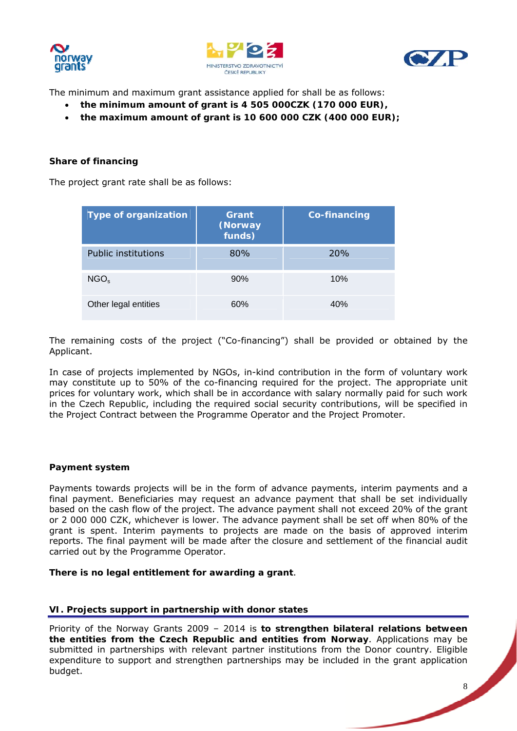The minimum and maximum grant assistance applied for shall be as follows:

- **the minimum amount of grant is 4 505 000CZK (170 000 EUR),**
- **the maximum amount of grant is 10 600 000 CZK (400 000 EUR);**

**Share of financing**

The project grant rate shall be as follows:

| Type of organization | Grant (Norway funds) | Co-financing |
|---|---|---|
| Public institutions | 80% | 20% |
| NGO$_s$ | 90% | 10% |
| Other legal entities | 60% | 40% |

The remaining costs of the project ("Co-financing") shall be provided or obtained by the Applicant.

In case of projects implemented by NGOs, in-kind contribution in the form of voluntary work may constitute up to 50% of the co-financing required for the project. The appropriate unit prices for voluntary work, which shall be in accordance with salary normally paid for such work in the Czech Republic, including the required social security contributions, will be specified in the Project Contract between the Programme Operator and the Project Promoter.

**Payment system**

Payments towards projects will be in the form of advance payments, interim payments and a final payment. Beneficiaries may request an advance payment that shall be set individually based on the cash flow of the project. The advance payment shall not exceed 20% of the grant or 2 000 000 CZK, whichever is lower. The advance payment shall be set off when 80% of the grant is spent. Interim payments to projects are made on the basis of approved interim reports. The final payment will be made after the closure and settlement of the financial audit carried out by the Programme Operator.

**There is no legal entitlement for awarding a grant**.

## VI. Projects support in partnership with donor states

Priority of the Norway Grants 2009 – 2014 is **to strengthen bilateral relations between the entities from the Czech Republic and entities from Norway**. Applications may be submitted in partnerships with relevant partner institutions from the Donor country. Eligible expenditure to support and strengthen partnerships may be included in the grant application budget.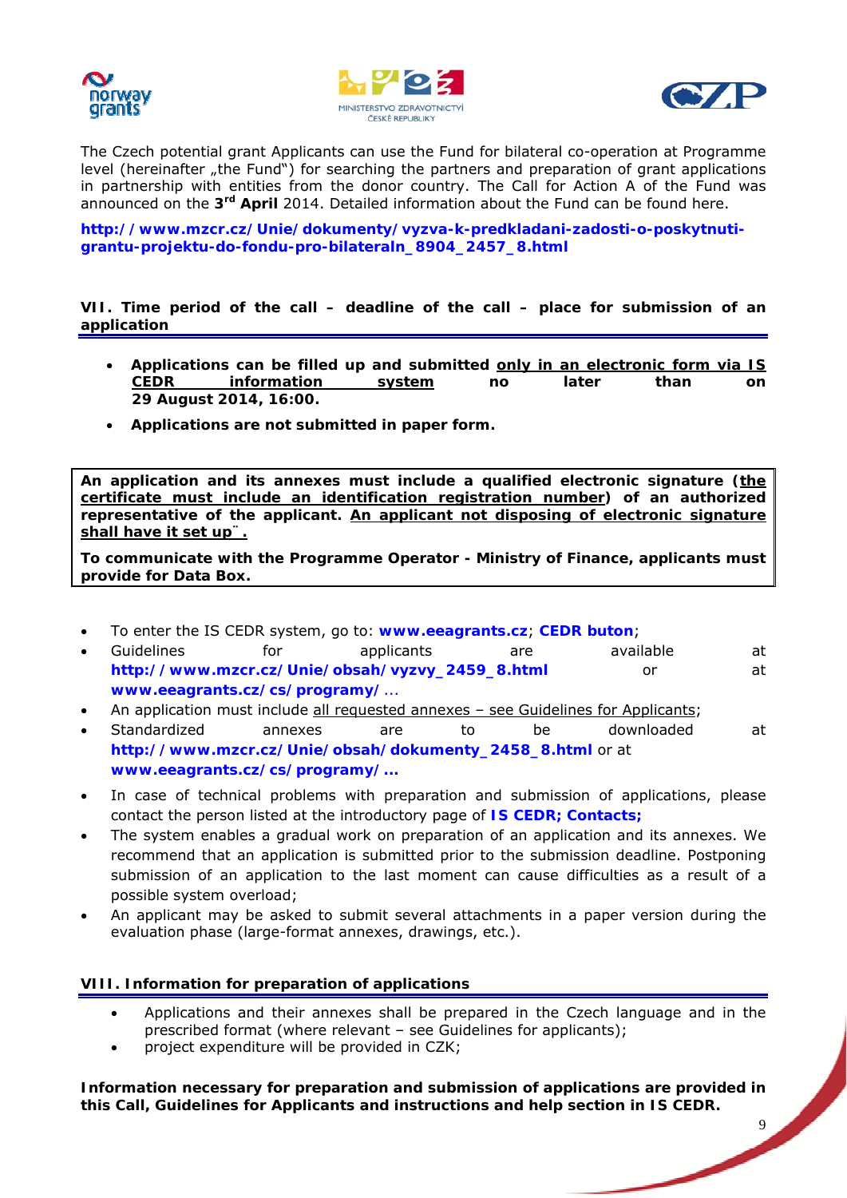The Czech potential grant Applicants can use the Fund for bilateral co-operation at Programme level (hereinafter „the Fund") for searching the partners and preparation of grant applications in partnership with entities from the donor country. The Call for Action A of the Fund was announced on the 3rd **April** 2014. Detailed information about the Fund can be found here.

**http://www.mzcr.cz/Unie/dokumenty/vyzva-k-predkladani-zadosti-o-poskytnuti-grantu-projektu-do-fondu-pro-bilateraln_8904_2457_8.html**

## VII. Time period of the call – deadline of the call – place for submission of an application

- **Applications can be filled up and submitted only in an electronic form via IS CEDR information system no later than on 29 August 2014, 16:00.**
- **Applications are not submitted in paper form.**

**An application and its annexes must include a qualified electronic signature (the certificate must include an identification registration number) of an authorized representative of the applicant. An applicant not disposing of electronic signature shall have it set up¨.**

**To communicate with the Programme Operator - Ministry of Finance, applicants must provide for Data Box.**

- To enter the IS CEDR system, go to: **www.eeagrants.cz**; **CEDR buton**;
- Guidelines for applicants are available at **http://www.mzcr.cz/Unie/obsah/vyzvy_2459_8.html** or at **www.eeagrants.cz/cs/programy/...**
- An application must include all requested annexes – see Guidelines for Applicants;
- Standardized annexes are to be downloaded at **http://www.mzcr.cz/Unie/obsah/dokumenty_2458_8.html** or at **www.eeagrants.cz/cs/programy/...**
- In case of technical problems with preparation and submission of applications, please contact the person listed at the introductory page of **IS CEDR; Contacts;**
- The system enables a gradual work on preparation of an application and its annexes. We recommend that an application is submitted prior to the submission deadline. Postponing submission of an application to the last moment can cause difficulties as a result of a possible system overload;
- An applicant may be asked to submit several attachments in a paper version during the evaluation phase (large-format annexes, drawings, etc.).

## VIII. Information for preparation of applications

- Applications and their annexes shall be prepared in the Czech language and in the prescribed format (where relevant – see Guidelines for applicants);
- project expenditure will be provided in CZK;

**Information necessary for preparation and submission of applications are provided in this Call, Guidelines for Applicants and instructions and help section in IS CEDR.**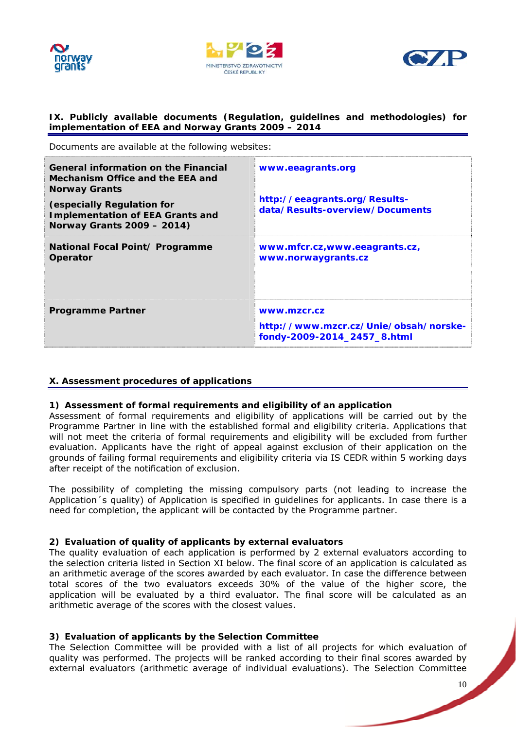## IX. Publicly available documents (Regulation, guidelines and methodologies) for implementation of EEA and Norway Grants 2009 – 2014

Documents are available at the following websites:

| | |
|---|---|
| **General information on the Financial Mechanism Office and the EEA and Norway Grants**<br><br>**(especially Regulation for Implementation of EEA Grants and Norway Grants 2009 – 2014)** | **www.eeagrants.org**<br><br>**http://eeagrants.org/Results-data/Results-overview/Documents** |
| **National Focal Point/ Programme Operator** | **www.mfcr.cz,www.eeagrants.cz, www.norwaygrants.cz** |
| **Programme Partner** | **www.mzcr.cz**<br><br>**http://www.mzcr.cz/Unie/obsah/norske-fondy-2009-2014_2457_8.html** |

## X. Assessment procedures of applications

### 1) Assessment of formal requirements and eligibility of an application

Assessment of formal requirements and eligibility of applications will be carried out by the Programme Partner in line with the established formal and eligibility criteria. Applications that will not meet the criteria of formal requirements and eligibility will be excluded from further evaluation. Applicants have the right of appeal against exclusion of their application on the grounds of failing formal requirements and eligibility criteria via IS CEDR within 5 working days after receipt of the notification of exclusion.

The possibility of completing the missing compulsory parts (not leading to increase the Application´s quality) of Application is specified in guidelines for applicants. In case there is a need for completion, the applicant will be contacted by the Programme partner.

### 2) Evaluation of quality of applicants by external evaluators

The quality evaluation of each application is performed by 2 external evaluators according to the selection criteria listed in Section XI below. The final score of an application is calculated as an arithmetic average of the scores awarded by each evaluator. In case the difference between total scores of the two evaluators exceeds 30% of the value of the higher score, the application will be evaluated by a third evaluator. The final score will be calculated as an arithmetic average of the scores with the closest values.

### 3) Evaluation of applicants by the Selection Committee

The Selection Committee will be provided with a list of all projects for which evaluation of quality was performed. The projects will be ranked according to their final scores awarded by external evaluators (arithmetic average of individual evaluations). The Selection Committee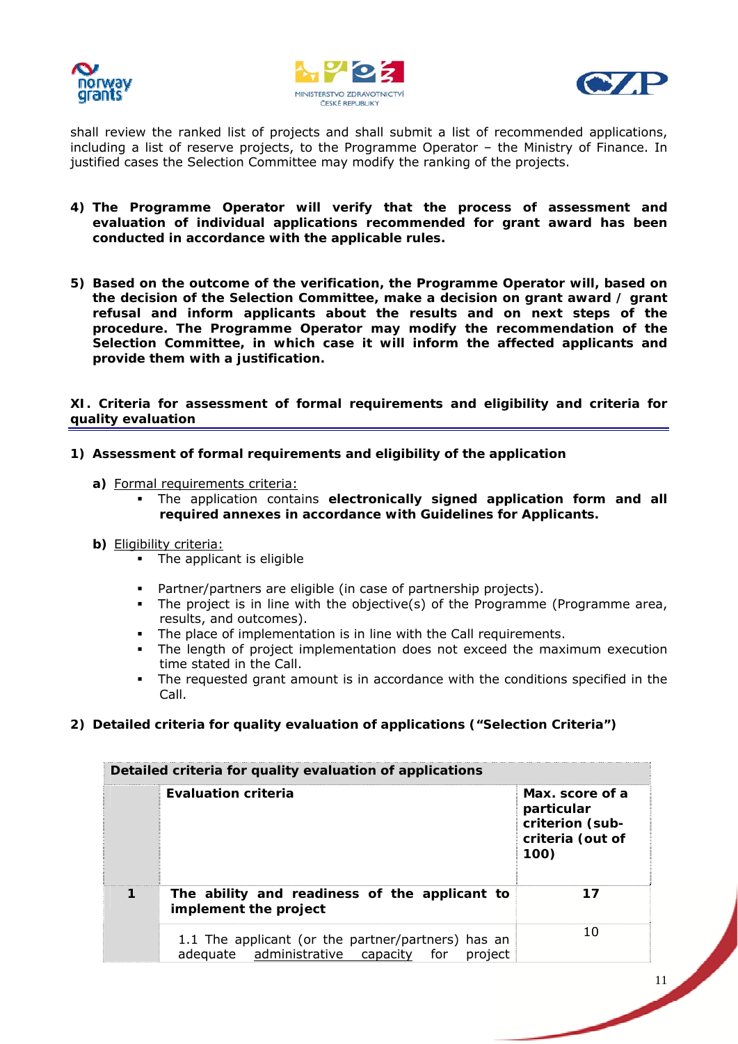shall review the ranked list of projects and shall submit a list of recommended applications, including a list of reserve projects, to the Programme Operator – the Ministry of Finance. In justified cases the Selection Committee may modify the ranking of the projects.

**4) The Programme Operator will verify that the process of assessment and evaluation of individual applications recommended for grant award has been conducted in accordance with the applicable rules.**

**5) Based on the outcome of the verification, the Programme Operator will, based on the decision of the Selection Committee, make a decision on grant award / grant refusal and inform applicants about the results and on next steps of the procedure. The Programme Operator may modify the recommendation of the Selection Committee, in which case it will inform the affected applicants and provide them with a justification.**

## XI. Criteria for assessment of formal requirements and eligibility and criteria for quality evaluation

### 1) Assessment of formal requirements and eligibility of the application

**a)** Formal requirements criteria:

- The application contains **electronically signed application form and all required annexes in accordance with Guidelines for Applicants.**

**b)** Eligibility criteria:

- The applicant is eligible
- Partner/partners are eligible (in case of partnership projects).
- The project is in line with the objective(s) of the Programme (Programme area, results, and outcomes).
- The place of implementation is in line with the Call requirements.
- The length of project implementation does not exceed the maximum execution time stated in the Call.
- The requested grant amount is in accordance with the conditions specified in the Call.

### 2) Detailed criteria for quality evaluation of applications ("Selection Criteria")

| Detailed criteria for quality evaluation of applications | | |
|---|---|---|
| | **Evaluation criteria** | **Max. score of a particular criterion (sub-criteria (out of 100)** |
| **1** | **The ability and readiness of the applicant to implement the project** | **17** |
| | 1.1 The applicant (or the partner/partners) has an adequate administrative capacity for project | 10 |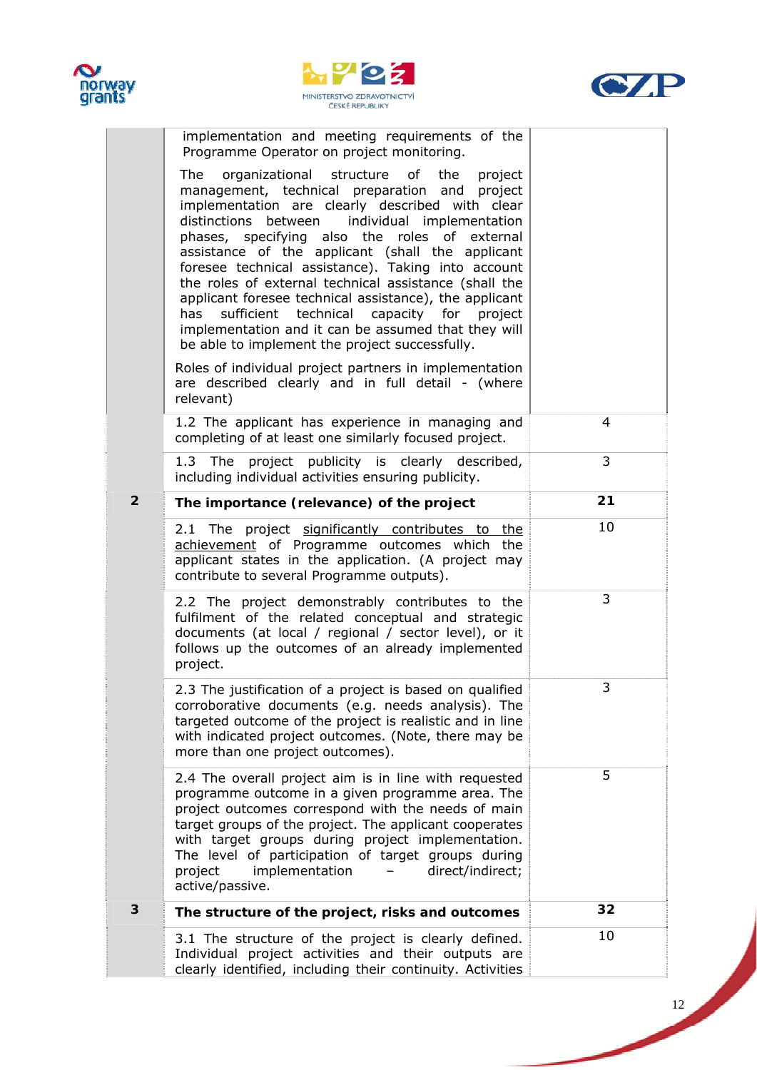| | | |
|---|---|---|
| | implementation and meeting requirements of the Programme Operator on project monitoring.<br><br>The organizational structure of the project management, technical preparation and project implementation are clearly described with clear distinctions between individual implementation phases, specifying also the roles of external assistance of the applicant (shall the applicant foresee technical assistance). Taking into account the roles of external technical assistance (shall the applicant foresee technical assistance), the applicant has sufficient technical capacity for project implementation and it can be assumed that they will be able to implement the project successfully.<br><br>Roles of individual project partners in implementation are described clearly and in full detail - (where relevant) | |
| | 1.2 The applicant has experience in managing and completing of at least one similarly focused project. | 4 |
| | 1.3 The project publicity is clearly described, including individual activities ensuring publicity. | 3 |
| **2** | **The importance (relevance) of the project** | **21** |
| | 2.1 The project <u>significantly contributes to the achievement</u> of Programme outcomes which the applicant states in the application. (A project may contribute to several Programme outputs). | 10 |
| | 2.2 The project demonstrably contributes to the fulfilment of the related conceptual and strategic documents (at local / regional / sector level), or it follows up the outcomes of an already implemented project. | 3 |
| | 2.3 The justification of a project is based on qualified corroborative documents (e.g. needs analysis). The targeted outcome of the project is realistic and in line with indicated project outcomes. (Note, there may be more than one project outcomes). | 3 |
| | 2.4 The overall project aim is in line with requested programme outcome in a given programme area. The project outcomes correspond with the needs of main target groups of the project. The applicant cooperates with target groups during project implementation. The level of participation of target groups during project implementation – direct/indirect; active/passive. | 5 |
| **3** | **The structure of the project, risks and outcomes** | **32** |
| | 3.1 The structure of the project is clearly defined. Individual project activities and their outputs are clearly identified, including their continuity. Activities | 10 |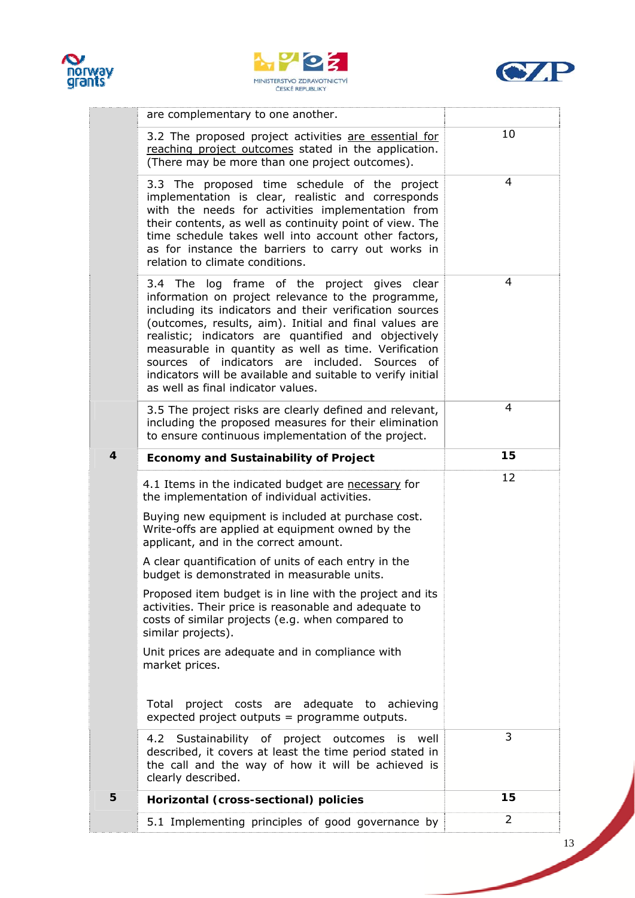| | | |
|---|---|---|
| | are complementary to one another. | |
| | 3.2 The proposed project activities <u>are essential for reaching project outcomes</u> stated in the application. (There may be more than one project outcomes). | 10 |
| | 3.3 The proposed time schedule of the project implementation is clear, realistic and corresponds with the needs for activities implementation from their contents, as well as continuity point of view. The time schedule takes well into account other factors, as for instance the barriers to carry out works in relation to climate conditions. | 4 |
| | 3.4 The log frame of the project gives clear information on project relevance to the programme, including its indicators and their verification sources (outcomes, results, aim). Initial and final values are realistic; indicators are quantified and objectively measurable in quantity as well as time. Verification sources of indicators are included. Sources of indicators will be available and suitable to verify initial as well as final indicator values. | 4 |
| | 3.5 The project risks are clearly defined and relevant, including the proposed measures for their elimination to ensure continuous implementation of the project. | 4 |
| **4** | **Economy and Sustainability of Project** | **15** |
| | 4.1 Items in the indicated budget are <u>necessary</u> for the implementation of individual activities.<br><br>Buying new equipment is included at purchase cost. Write-offs are applied at equipment owned by the applicant, and in the correct amount.<br><br>A clear quantification of units of each entry in the budget is demonstrated in measurable units.<br><br>Proposed item budget is in line with the project and its activities. Their price is reasonable and adequate to costs of similar projects (e.g. when compared to similar projects).<br><br>Unit prices are adequate and in compliance with market prices.<br><br>Total project costs are adequate to achieving expected project outputs = programme outputs. | 12 |
| | 4.2 Sustainability of project outcomes is well described, it covers at least the time period stated in the call and the way of how it will be achieved is clearly described. | 3 |
| **5** | **Horizontal (cross-sectional) policies** | **15** |
| | 5.1 Implementing principles of good governance by | 2 |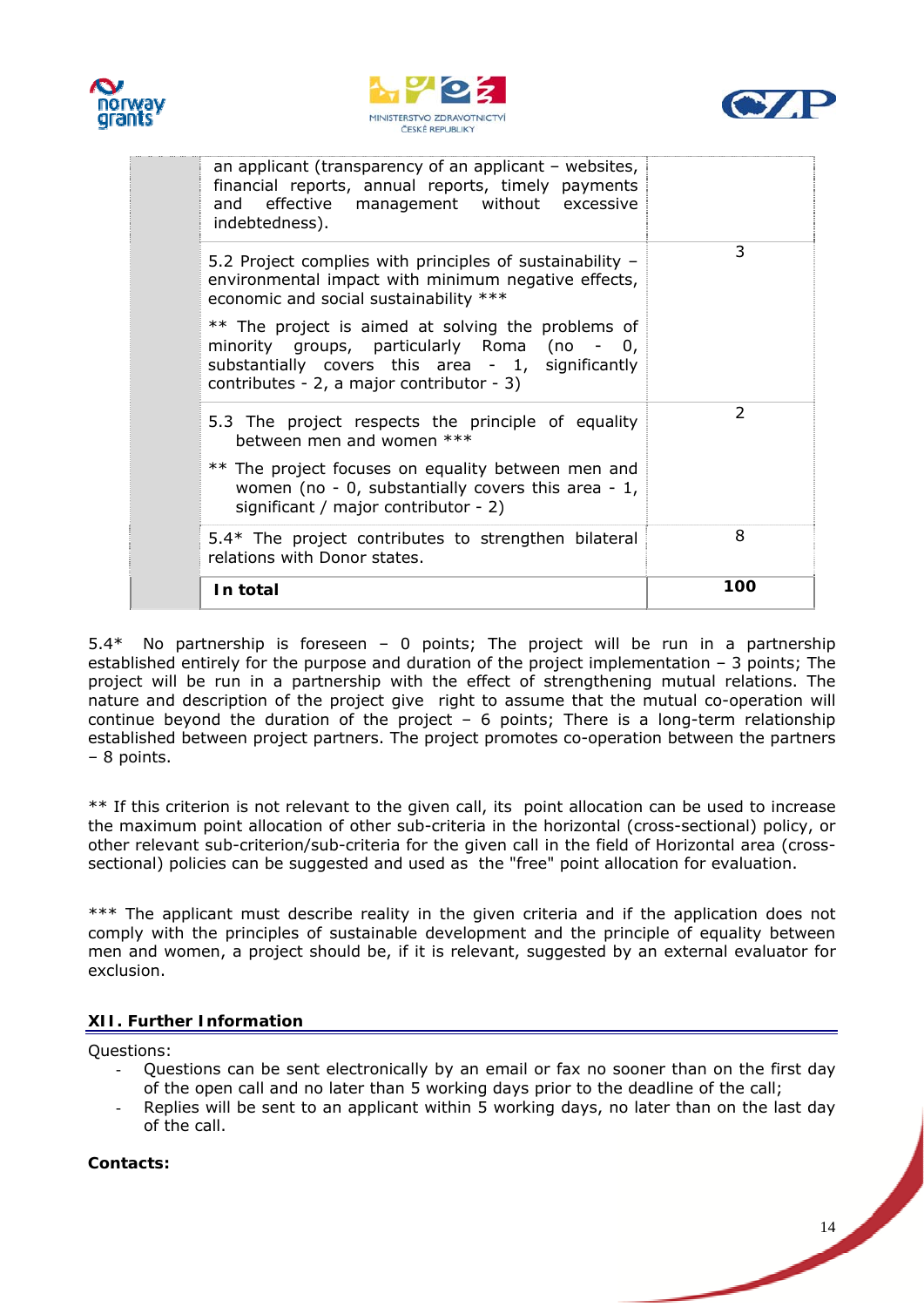| | | |
|---|---|---|
| | an applicant (transparency of an applicant – websites, financial reports, annual reports, timely payments and effective management without excessive indebtedness). | |
| | 5.2 Project complies with principles of sustainability – environmental impact with minimum negative effects, economic and social sustainability *** <br><br> ** The project is aimed at solving the problems of minority groups, particularly Roma (no - 0, substantially covers this area - 1, significantly contributes - 2, a major contributor - 3) | 3 |
| | 5.3 The project respects the principle of equality between men and women *** <br><br> ** The project focuses on equality between men and women (no - 0, substantially covers this area - 1, significant / major contributor - 2) | 2 |
| | 5.4* The project contributes to strengthen bilateral relations with Donor states. | 8 |
| | **In total** | **100** |

5.4* No partnership is foreseen – 0 points; The project will be run in a partnership established entirely for the purpose and duration of the project implementation – 3 points; The project will be run in a partnership with the effect of strengthening mutual relations. The nature and description of the project give right to assume that the mutual co-operation will continue beyond the duration of the project – 6 points; There is a long-term relationship established between project partners. The project promotes co-operation between the partners – 8 points.

** If this criterion is not relevant to the given call, its point allocation can be used to increase the maximum point allocation of other sub-criteria in the horizontal (cross-sectional) policy, or other relevant sub-criterion/sub-criteria for the given call in the field of Horizontal area (cross-sectional) policies can be suggested and used as the "free" point allocation for evaluation.

*** The applicant must describe reality in the given criteria and if the application does not comply with the principles of sustainable development and the principle of equality between men and women, a project should be, if it is relevant, suggested by an external evaluator for exclusion.

## XII. Further Information

Questions:

- Questions can be sent electronically by an email or fax no sooner than on the first day of the open call and no later than 5 working days prior to the deadline of the call;
- Replies will be sent to an applicant within 5 working days, no later than on the last day of the call.

**Contacts:**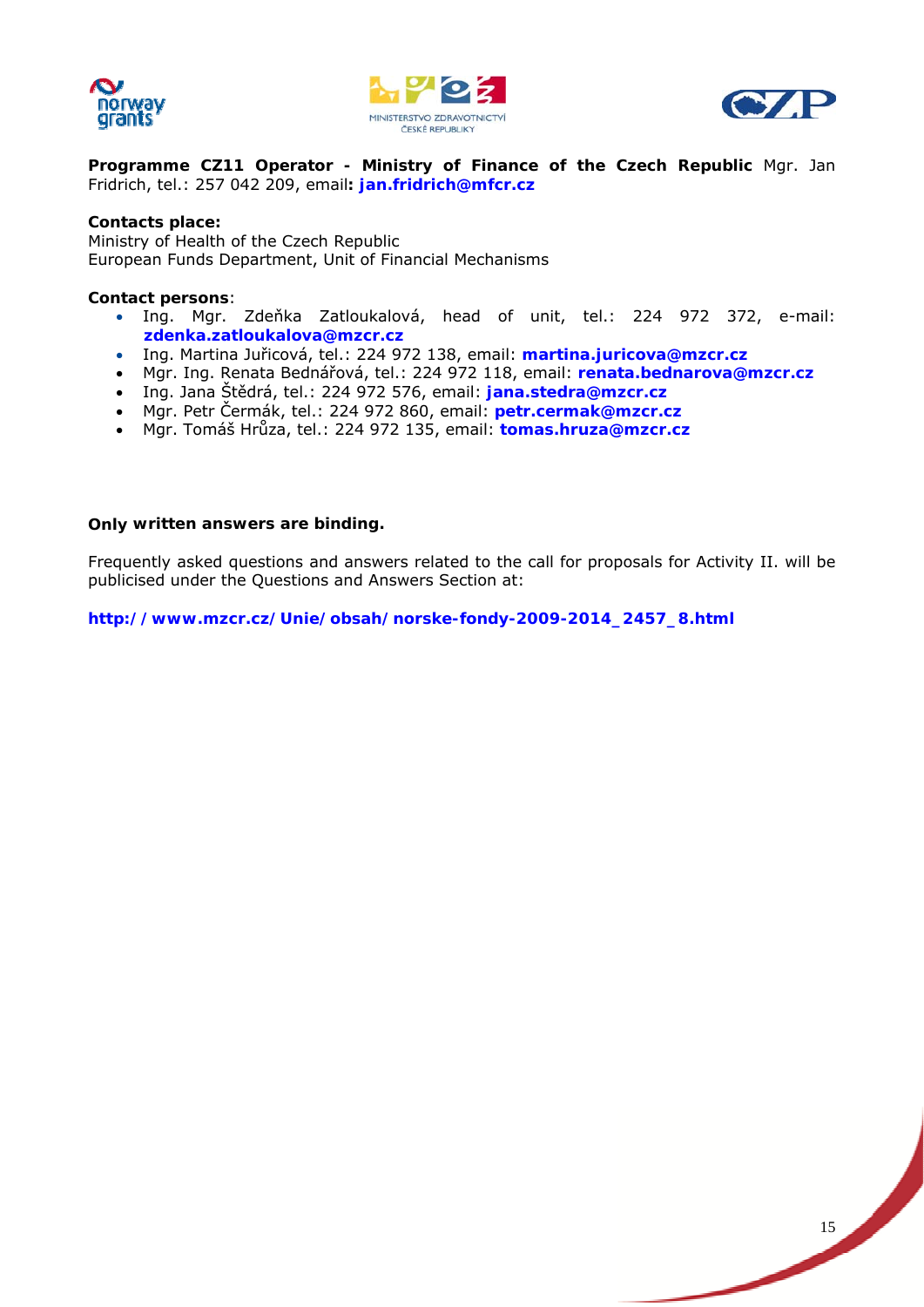**Programme CZ11 Operator - Ministry of Finance of the Czech Republic** Mgr. Jan Fridrich, tel.: 257 042 209, email**: jan.fridrich@mfcr.cz**

**Contacts place:**
Ministry of Health of the Czech Republic
European Funds Department, Unit of Financial Mechanisms

**Contact persons**:

- Ing. Mgr. Zdeňka Zatloukalová, head of unit, tel.: 224 972 372, e-mail: **zdenka.zatloukalova@mzcr.cz**
- Ing. Martina Juřicová, tel.: 224 972 138, email: **martina.juricova@mzcr.cz**
- Mgr. Ing. Renata Bednářová, tel.: 224 972 118, email: **renata.bednarova@mzcr.cz**
- Ing. Jana Štědrá, tel.: 224 972 576, email: **jana.stedra@mzcr.cz**
- Mgr. Petr Čermák, tel.: 224 972 860, email: **petr.cermak@mzcr.cz**
- Mgr. Tomáš Hrůza, tel.: 224 972 135, email: **tomas.hruza@mzcr.cz**

**Only written answers are binding.**

Frequently asked questions and answers related to the call for proposals for Activity II. will be publicised under the Questions and Answers Section at:

**http://www.mzcr.cz/Unie/obsah/norske-fondy-2009-2014_2457_8.html**